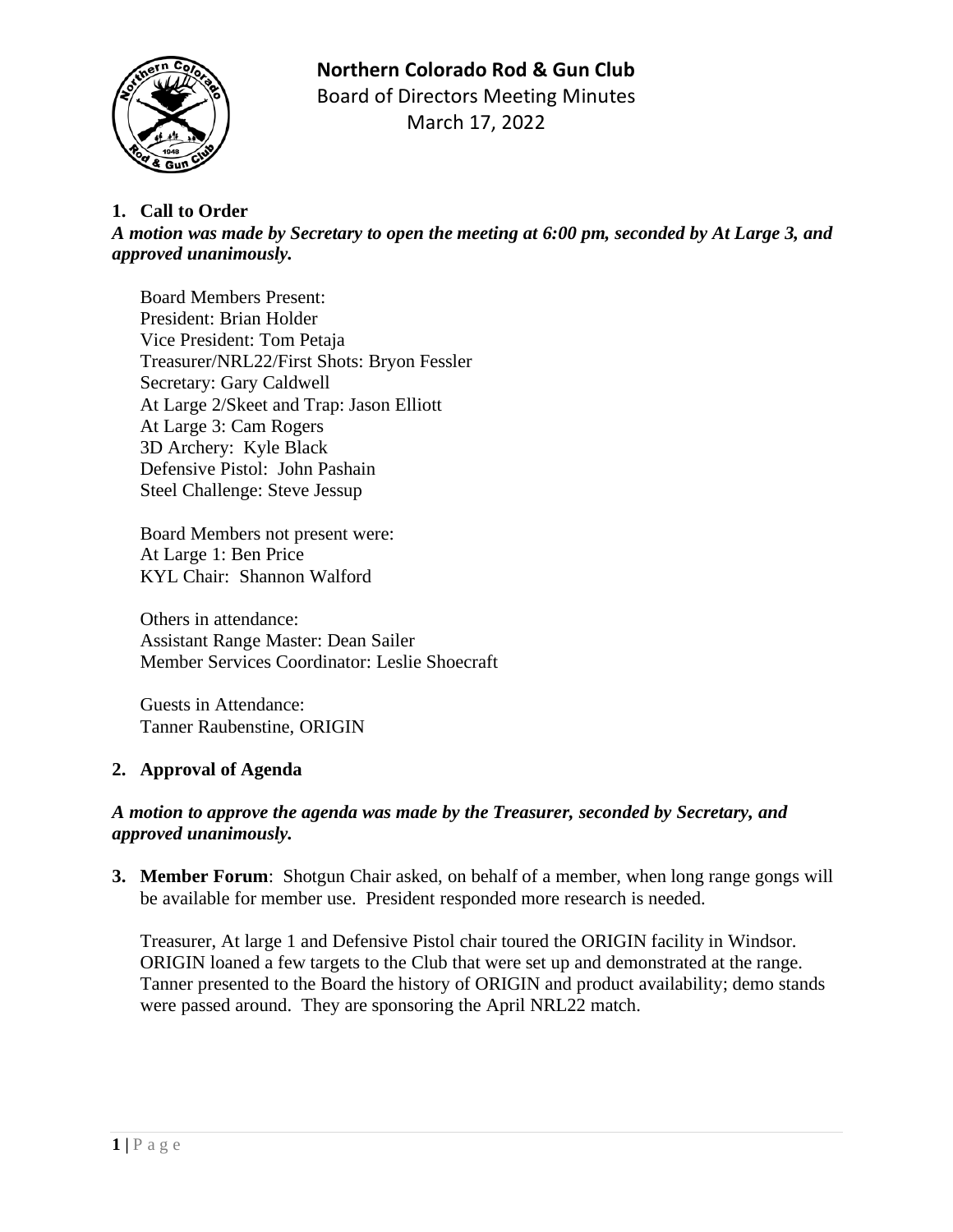# Northern Colorado Rod & Gun Club

Board of Directors Meeting Minutes

March 17, 2022

**1. Call to Order**

***A motion was made by Secretary to open the meeting at 6:00 pm, seconded by At Large 3, and approved unanimously.***

Board Members Present:
President: Brian Holder
Vice President: Tom Petaja
Treasurer/NRL22/First Shots: Bryon Fessler
Secretary: Gary Caldwell
At Large 2/Skeet and Trap: Jason Elliott
At Large 3: Cam Rogers
3D Archery: Kyle Black
Defensive Pistol: John Pashain
Steel Challenge: Steve Jessup

Board Members not present were:
At Large 1: Ben Price
KYL Chair: Shannon Walford

Others in attendance:
Assistant Range Master: Dean Sailer
Member Services Coordinator: Leslie Shoecraft

Guests in Attendance:
Tanner Raubenstine, ORIGIN

**2. Approval of Agenda**

***A motion to approve the agenda was made by the Treasurer, seconded by Secretary, and approved unanimously.***

**3. Member Forum**: Shotgun Chair asked, on behalf of a member, when long range gongs will be available for member use. President responded more research is needed.

Treasurer, At large 1 and Defensive Pistol chair toured the ORIGIN facility in Windsor. ORIGIN loaned a few targets to the Club that were set up and demonstrated at the range. Tanner presented to the Board the history of ORIGIN and product availability; demo stands were passed around. They are sponsoring the April NRL22 match.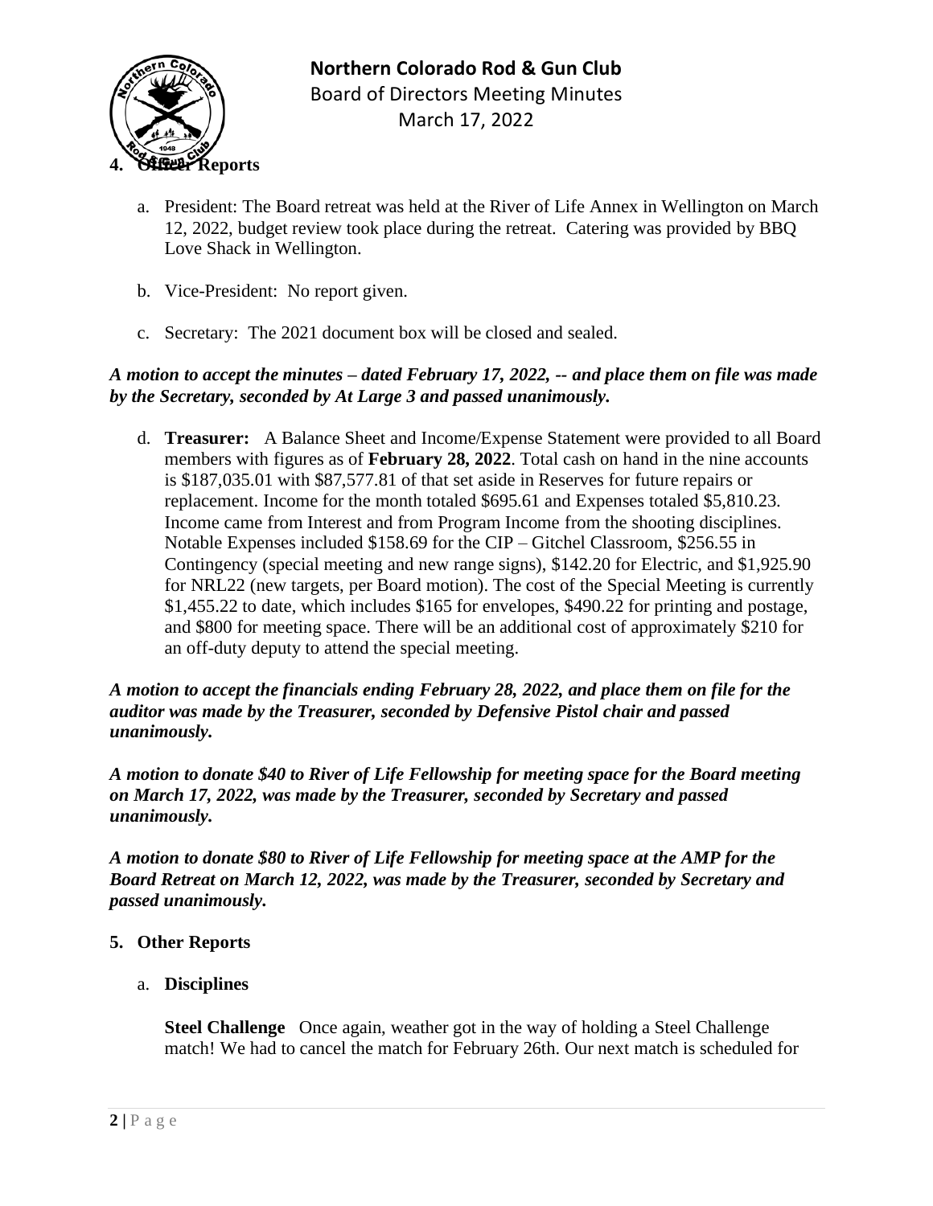## 4. Officer Reports

a. President: The Board retreat was held at the River of Life Annex in Wellington on March 12, 2022, budget review took place during the retreat. Catering was provided by BBQ Love Shack in Wellington.

b. Vice-President: No report given.

c. Secretary: The 2021 document box will be closed and sealed.

***A motion to accept the minutes – dated February 17, 2022, -- and place them on file was made by the Secretary, seconded by At Large 3 and passed unanimously.***

d. **Treasurer:** A Balance Sheet and Income/Expense Statement were provided to all Board members with figures as of **February 28, 2022**. Total cash on hand in the nine accounts is $187,035.01 with $87,577.81 of that set aside in Reserves for future repairs or replacement. Income for the month totaled $695.61 and Expenses totaled $5,810.23. Income came from Interest and from Program Income from the shooting disciplines. Notable Expenses included $158.69 for the CIP – Gitchel Classroom, $256.55 in Contingency (special meeting and new range signs), $142.20 for Electric, and $1,925.90 for NRL22 (new targets, per Board motion). The cost of the Special Meeting is currently $1,455.22 to date, which includes $165 for envelopes, $490.22 for printing and postage, and $800 for meeting space. There will be an additional cost of approximately $210 for an off-duty deputy to attend the special meeting.

***A motion to accept the financials ending February 28, 2022, and place them on file for the auditor was made by the Treasurer, seconded by Defensive Pistol chair and passed unanimously.***

***A motion to donate $40 to River of Life Fellowship for meeting space for the Board meeting on March 17, 2022, was made by the Treasurer, seconded by Secretary and passed unanimously.***

***A motion to donate $80 to River of Life Fellowship for meeting space at the AMP for the Board Retreat on March 12, 2022, was made by the Treasurer, seconded by Secretary and passed unanimously.***

## 5. Other Reports

a. **Disciplines**

**Steel Challenge** Once again, weather got in the way of holding a Steel Challenge match! We had to cancel the match for February 26th. Our next match is scheduled for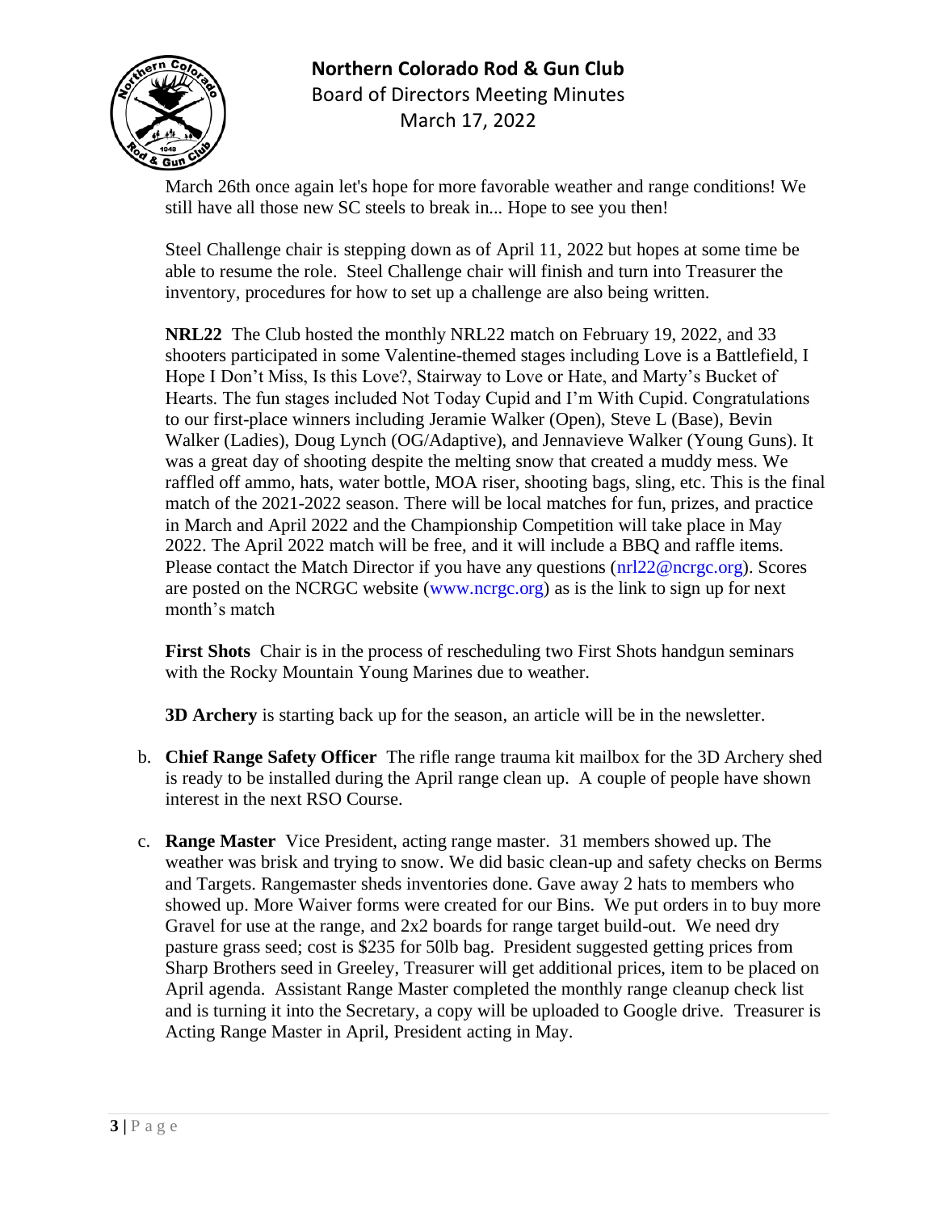March 26th once again let's hope for more favorable weather and range conditions! We still have all those new SC steels to break in... Hope to see you then!

Steel Challenge chair is stepping down as of April 11, 2022 but hopes at some time be able to resume the role. Steel Challenge chair will finish and turn into Treasurer the inventory, procedures for how to set up a challenge are also being written.

**NRL22** The Club hosted the monthly NRL22 match on February 19, 2022, and 33 shooters participated in some Valentine-themed stages including Love is a Battlefield, I Hope I Don't Miss, Is this Love?, Stairway to Love or Hate, and Marty's Bucket of Hearts. The fun stages included Not Today Cupid and I'm With Cupid. Congratulations to our first-place winners including Jeramie Walker (Open), Steve L (Base), Bevin Walker (Ladies), Doug Lynch (OG/Adaptive), and Jennavieve Walker (Young Guns). It was a great day of shooting despite the melting snow that created a muddy mess. We raffled off ammo, hats, water bottle, MOA riser, shooting bags, sling, etc. This is the final match of the 2021-2022 season. There will be local matches for fun, prizes, and practice in March and April 2022 and the Championship Competition will take place in May 2022. The April 2022 match will be free, and it will include a BBQ and raffle items. Please contact the Match Director if you have any questions (nrl22@ncrgc.org). Scores are posted on the NCRGC website (www.ncrgc.org) as is the link to sign up for next month's match

**First Shots** Chair is in the process of rescheduling two First Shots handgun seminars with the Rocky Mountain Young Marines due to weather.

**3D Archery** is starting back up for the season, an article will be in the newsletter.

b. **Chief Range Safety Officer** The rifle range trauma kit mailbox for the 3D Archery shed is ready to be installed during the April range clean up. A couple of people have shown interest in the next RSO Course.

c. **Range Master** Vice President, acting range master. 31 members showed up. The weather was brisk and trying to snow. We did basic clean-up and safety checks on Berms and Targets. Rangemaster sheds inventories done. Gave away 2 hats to members who showed up. More Waiver forms were created for our Bins. We put orders in to buy more Gravel for use at the range, and 2x2 boards for range target build-out. We need dry pasture grass seed; cost is $235 for 50lb bag. President suggested getting prices from Sharp Brothers seed in Greeley, Treasurer will get additional prices, item to be placed on April agenda. Assistant Range Master completed the monthly range cleanup check list and is turning it into the Secretary, a copy will be uploaded to Google drive. Treasurer is Acting Range Master in April, President acting in May.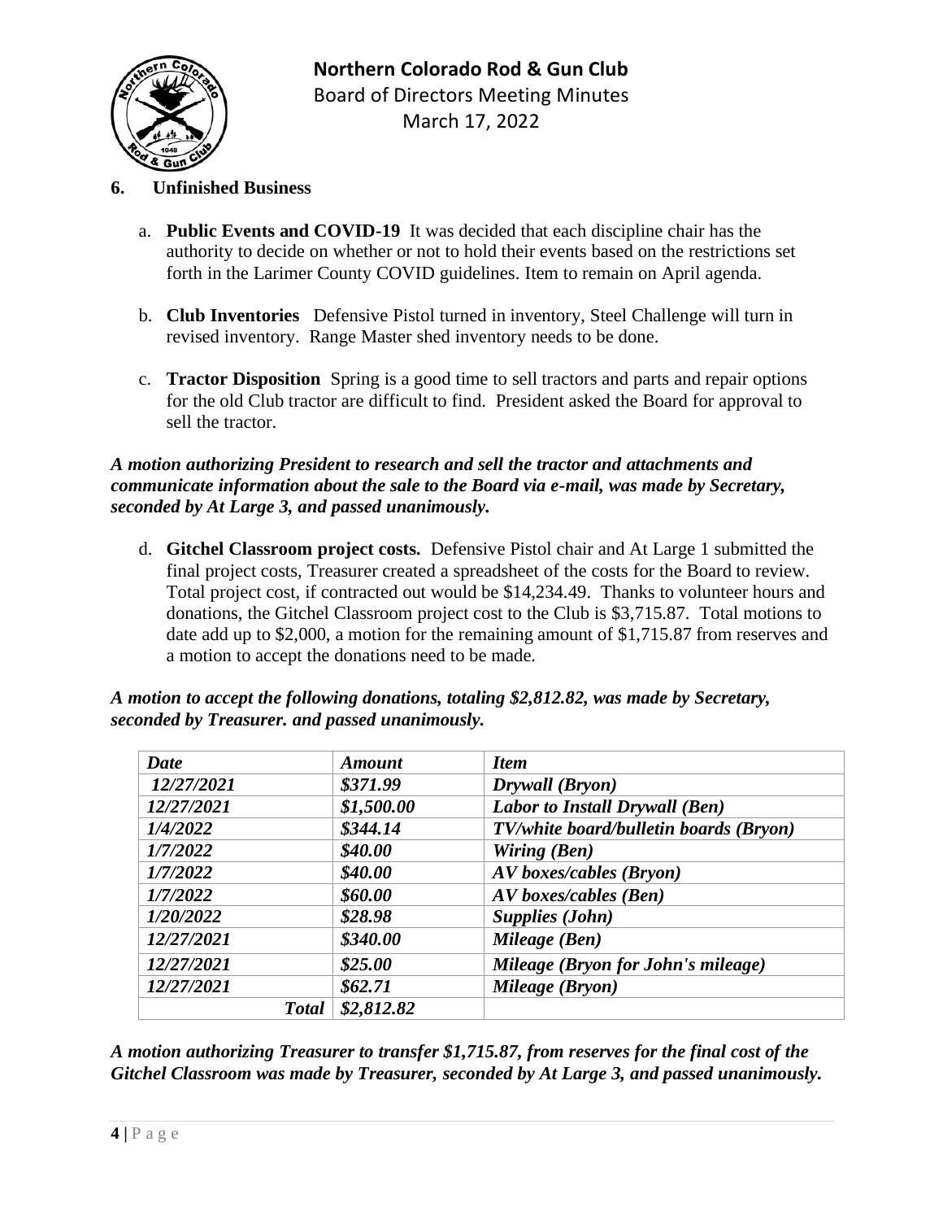## 6. Unfinished Business

a. **Public Events and COVID-19** It was decided that each discipline chair has the authority to decide on whether or not to hold their events based on the restrictions set forth in the Larimer County COVID guidelines. Item to remain on April agenda.

b. **Club Inventories** Defensive Pistol turned in inventory, Steel Challenge will turn in revised inventory. Range Master shed inventory needs to be done.

c. **Tractor Disposition** Spring is a good time to sell tractors and parts and repair options for the old Club tractor are difficult to find. President asked the Board for approval to sell the tractor.

***A motion authorizing President to research and sell the tractor and attachments and communicate information about the sale to the Board via e-mail, was made by Secretary, seconded by At Large 3, and passed unanimously.***

d. **Gitchel Classroom project costs.** Defensive Pistol chair and At Large 1 submitted the final project costs, Treasurer created a spreadsheet of the costs for the Board to review. Total project cost, if contracted out would be $14,234.49. Thanks to volunteer hours and donations, the Gitchel Classroom project cost to the Club is $3,715.87. Total motions to date add up to $2,000, a motion for the remaining amount of $1,715.87 from reserves and a motion to accept the donations need to be made.

***A motion to accept the following donations, totaling $2,812.82, was made by Secretary, seconded by Treasurer. and passed unanimously.***

| *Date* | *Amount* | *Item* |
|---|---|---|
| *12/27/2021* | *$371.99* | *Drywall (Bryon)* |
| *12/27/2021* | *$1,500.00* | *Labor to Install Drywall (Ben)* |
| *1/4/2022* | *$344.14* | *TV/white board/bulletin boards (Bryon)* |
| *1/7/2022* | *$40.00* | *Wiring (Ben)* |
| *1/7/2022* | *$40.00* | *AV boxes/cables (Bryon)* |
| *1/7/2022* | *$60.00* | *AV boxes/cables (Ben)* |
| *1/20/2022* | *$28.98* | *Supplies (John)* |
| *12/27/2021* | *$340.00* | *Mileage (Ben)* |
| *12/27/2021* | *$25.00* | *Mileage (Bryon for John's mileage)* |
| *12/27/2021* | *$62.71* | *Mileage (Bryon)* |
| *Total* | *$2,812.82* | |

***A motion authorizing Treasurer to transfer $1,715.87, from reserves for the final cost of the Gitchel Classroom was made by Treasurer, seconded by At Large 3, and passed unanimously.***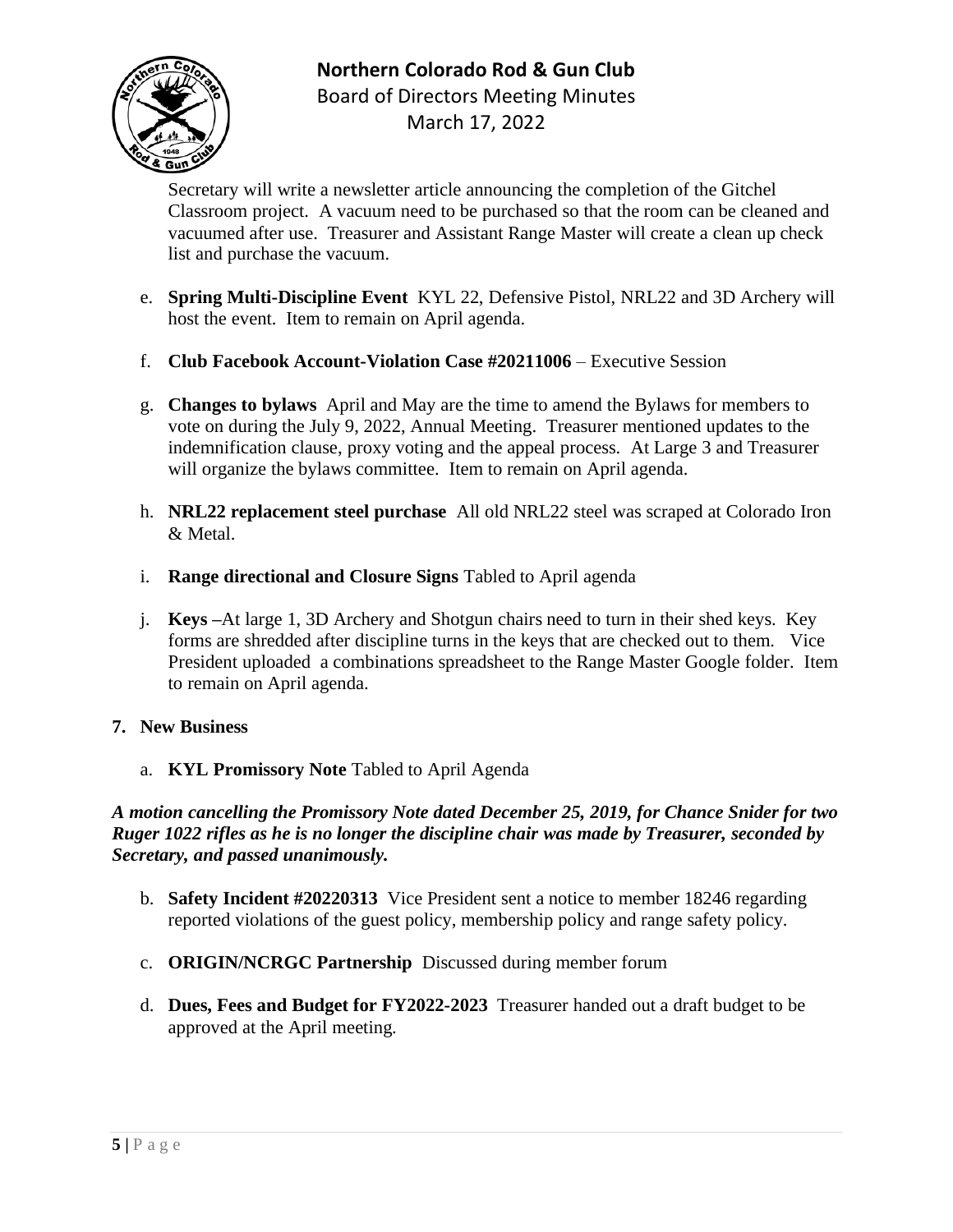Secretary will write a newsletter article announcing the completion of the Gitchel Classroom project. A vacuum need to be purchased so that the room can be cleaned and vacuumed after use. Treasurer and Assistant Range Master will create a clean up check list and purchase the vacuum.

e. **Spring Multi-Discipline Event** KYL 22, Defensive Pistol, NRL22 and 3D Archery will host the event. Item to remain on April agenda.

f. **Club Facebook Account-Violation Case #20211006** – Executive Session

g. **Changes to bylaws** April and May are the time to amend the Bylaws for members to vote on during the July 9, 2022, Annual Meeting. Treasurer mentioned updates to the indemnification clause, proxy voting and the appeal process. At Large 3 and Treasurer will organize the bylaws committee. Item to remain on April agenda.

h. **NRL22 replacement steel purchase** All old NRL22 steel was scraped at Colorado Iron & Metal.

i. **Range directional and Closure Signs** Tabled to April agenda

j. **Keys –**At large 1, 3D Archery and Shotgun chairs need to turn in their shed keys. Key forms are shredded after discipline turns in the keys that are checked out to them. Vice President uploaded a combinations spreadsheet to the Range Master Google folder. Item to remain on April agenda.

**7. New Business**

a. **KYL Promissory Note** Tabled to April Agenda

***A motion cancelling the Promissory Note dated December 25, 2019, for Chance Snider for two Ruger 1022 rifles as he is no longer the discipline chair was made by Treasurer, seconded by Secretary, and passed unanimously.***

b. **Safety Incident #20220313** Vice President sent a notice to member 18246 regarding reported violations of the guest policy, membership policy and range safety policy.

c. **ORIGIN/NCRGC Partnership** Discussed during member forum

d. **Dues, Fees and Budget for FY2022-2023** Treasurer handed out a draft budget to be approved at the April meeting.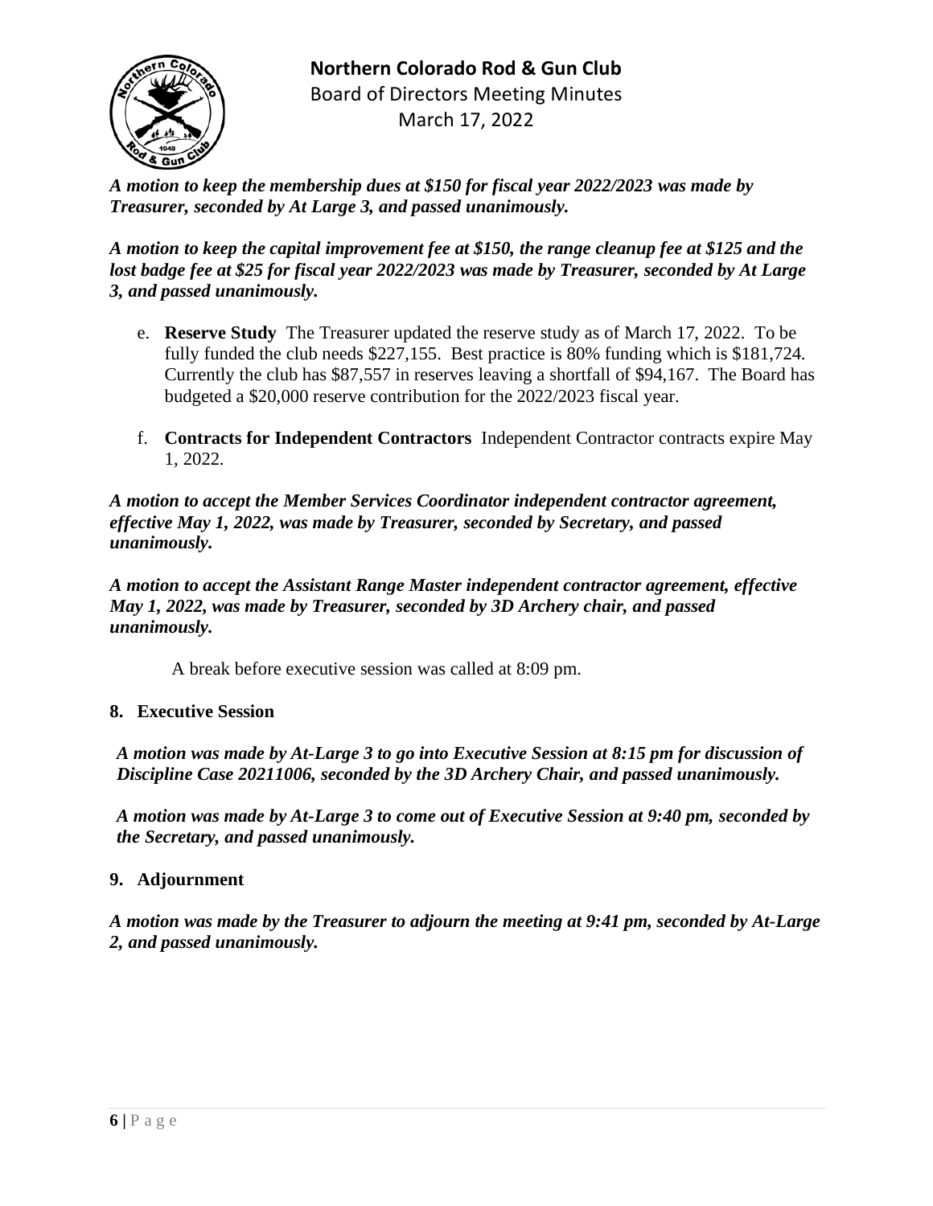*A motion to keep the membership dues at $150 for fiscal year 2022/2023 was made by Treasurer, seconded by At Large 3, and passed unanimously.*

*A motion to keep the capital improvement fee at $150, the range cleanup fee at $125 and the lost badge fee at $25 for fiscal year 2022/2023 was made by Treasurer, seconded by At Large 3, and passed unanimously.*

e. **Reserve Study** The Treasurer updated the reserve study as of March 17, 2022. To be fully funded the club needs $227,155. Best practice is 80% funding which is $181,724. Currently the club has $87,557 in reserves leaving a shortfall of $94,167. The Board has budgeted a $20,000 reserve contribution for the 2022/2023 fiscal year.

f. **Contracts for Independent Contractors** Independent Contractor contracts expire May 1, 2022.

*A motion to accept the Member Services Coordinator independent contractor agreement, effective May 1, 2022, was made by Treasurer, seconded by Secretary, and passed unanimously.*

*A motion to accept the Assistant Range Master independent contractor agreement, effective May 1, 2022, was made by Treasurer, seconded by 3D Archery chair, and passed unanimously.*

A break before executive session was called at 8:09 pm.

**8. Executive Session**

*A motion was made by At-Large 3 to go into Executive Session at 8:15 pm for discussion of Discipline Case 20211006, seconded by the 3D Archery Chair, and passed unanimously.*

*A motion was made by At-Large 3 to come out of Executive Session at 9:40 pm, seconded by the Secretary, and passed unanimously.*

**9. Adjournment**

*A motion was made by the Treasurer to adjourn the meeting at 9:41 pm, seconded by At-Large 2, and passed unanimously.*